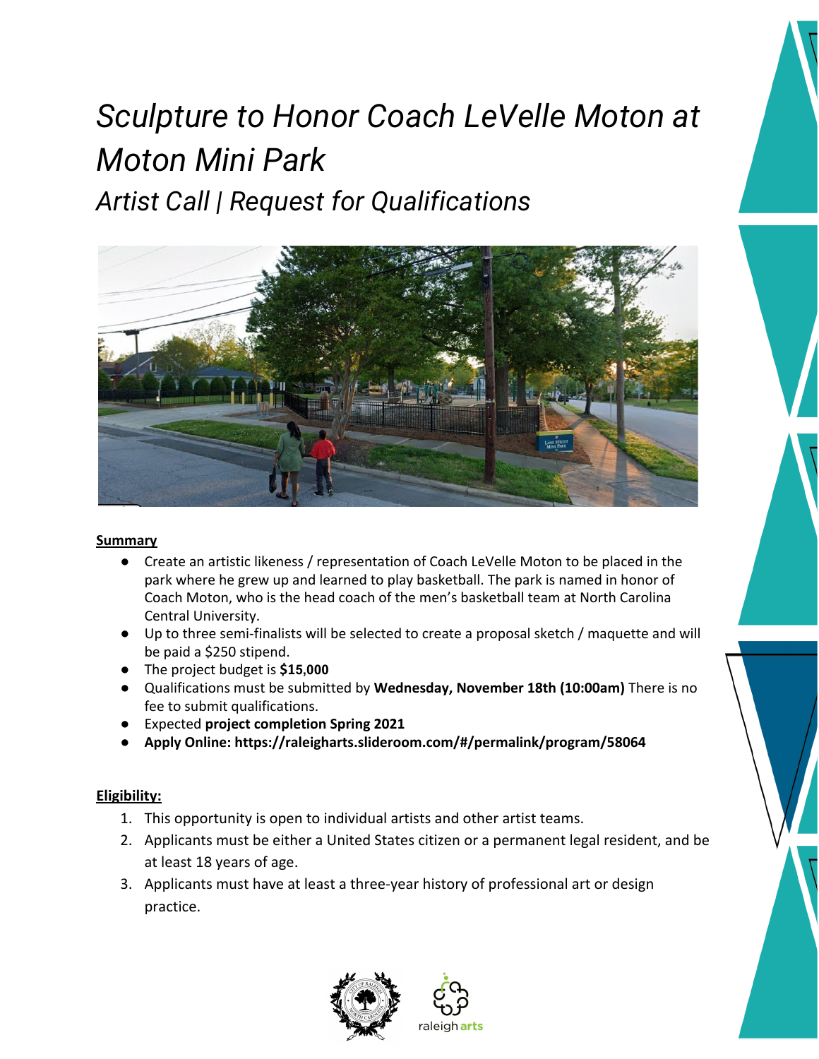# *Sculpture to Honor Coach LeVelle Moton at Moton Mini Park*

## *Artist Call | Request for Qualifications*

**Summary**

- Create an artistic likeness / representation of Coach LeVelle Moton to be placed in the park where he grew up and learned to play basketball. The park is named in honor of Coach Moton, who is the head coach of the men's basketball team at North Carolina Central University.
- Up to three semi-finalists will be selected to create a proposal sketch / maquette and will be paid a $250 stipend.
- The project budget is **$15,000**
- Qualifications must be submitted by **Wednesday, November 18th (10:00am)** There is no fee to submit qualifications.
- Expected **project completion Spring 2021**
- **Apply Online: https://raleigharts.slideroom.com/#/permalink/program/58064**

**Eligibility:**

1. This opportunity is open to individual artists and other artist teams.
2. Applicants must be either a United States citizen or a permanent legal resident, and be at least 18 years of age.
3. Applicants must have at least a three-year history of professional art or design practice.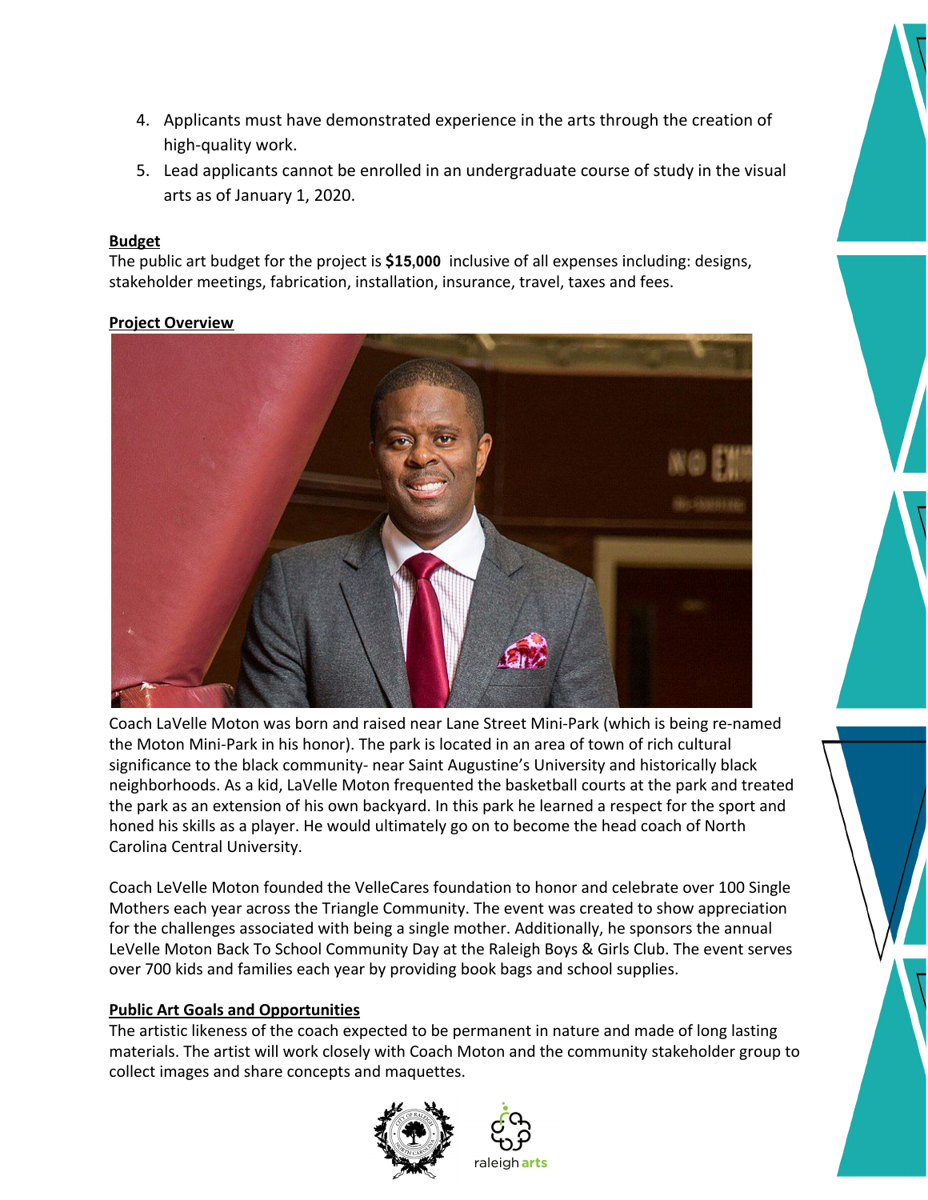4. Applicants must have demonstrated experience in the arts through the creation of high-quality work.
5. Lead applicants cannot be enrolled in an undergraduate course of study in the visual arts as of January 1, 2020.

**Budget**

The public art budget for the project is **$15,000** inclusive of all expenses including: designs, stakeholder meetings, fabrication, installation, insurance, travel, taxes and fees.

**Project Overview**

Coach LaVelle Moton was born and raised near Lane Street Mini-Park (which is being re-named the Moton Mini-Park in his honor). The park is located in an area of town of rich cultural significance to the black community- near Saint Augustine's University and historically black neighborhoods. As a kid, LaVelle Moton frequented the basketball courts at the park and treated the park as an extension of his own backyard. In this park he learned a respect for the sport and honed his skills as a player. He would ultimately go on to become the head coach of North Carolina Central University.

Coach LeVelle Moton founded the VelleCares foundation to honor and celebrate over 100 Single Mothers each year across the Triangle Community. The event was created to show appreciation for the challenges associated with being a single mother. Additionally, he sponsors the annual LeVelle Moton Back To School Community Day at the Raleigh Boys & Girls Club. The event serves over 700 kids and families each year by providing book bags and school supplies.

**Public Art Goals and Opportunities**

The artistic likeness of the coach expected to be permanent in nature and made of long lasting materials. The artist will work closely with Coach Moton and the community stakeholder group to collect images and share concepts and maquettes.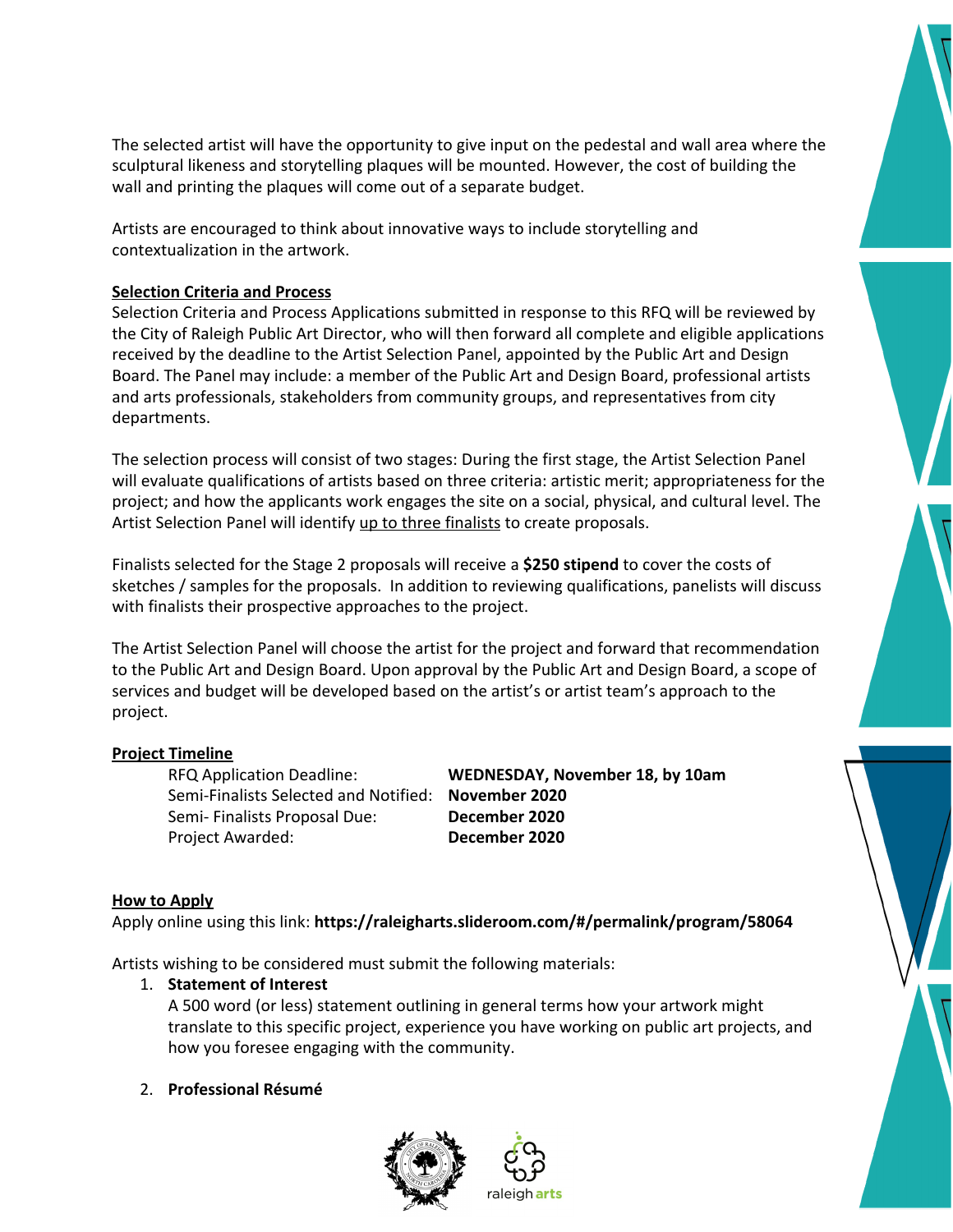The selected artist will have the opportunity to give input on the pedestal and wall area where the sculptural likeness and storytelling plaques will be mounted. However, the cost of building the wall and printing the plaques will come out of a separate budget.

Artists are encouraged to think about innovative ways to include storytelling and contextualization in the artwork.

**Selection Criteria and Process**

Selection Criteria and Process Applications submitted in response to this RFQ will be reviewed by the City of Raleigh Public Art Director, who will then forward all complete and eligible applications received by the deadline to the Artist Selection Panel, appointed by the Public Art and Design Board. The Panel may include: a member of the Public Art and Design Board, professional artists and arts professionals, stakeholders from community groups, and representatives from city departments.

The selection process will consist of two stages: During the first stage, the Artist Selection Panel will evaluate qualifications of artists based on three criteria: artistic merit; appropriateness for the project; and how the applicants work engages the site on a social, physical, and cultural level. The Artist Selection Panel will identify up to three finalists to create proposals.

Finalists selected for the Stage 2 proposals will receive a **$250 stipend** to cover the costs of sketches / samples for the proposals. In addition to reviewing qualifications, panelists will discuss with finalists their prospective approaches to the project.

The Artist Selection Panel will choose the artist for the project and forward that recommendation to the Public Art and Design Board. Upon approval by the Public Art and Design Board, a scope of services and budget will be developed based on the artist's or artist team's approach to the project.

**Project Timeline**

| | |
|---|---|
| RFQ Application Deadline: | **WEDNESDAY, November 18, by 10am** |
| Semi-Finalists Selected and Notified: | **November 2020** |
| Semi- Finalists Proposal Due: | **December 2020** |
| Project Awarded: | **December 2020** |

**How to Apply**

Apply online using this link: **https://raleigharts.slideroom.com/#/permalink/program/58064**

Artists wishing to be considered must submit the following materials:

1. **Statement of Interest**
   A 500 word (or less) statement outlining in general terms how your artwork might translate to this specific project, experience you have working on public art projects, and how you foresee engaging with the community.

2. **Professional Résumé**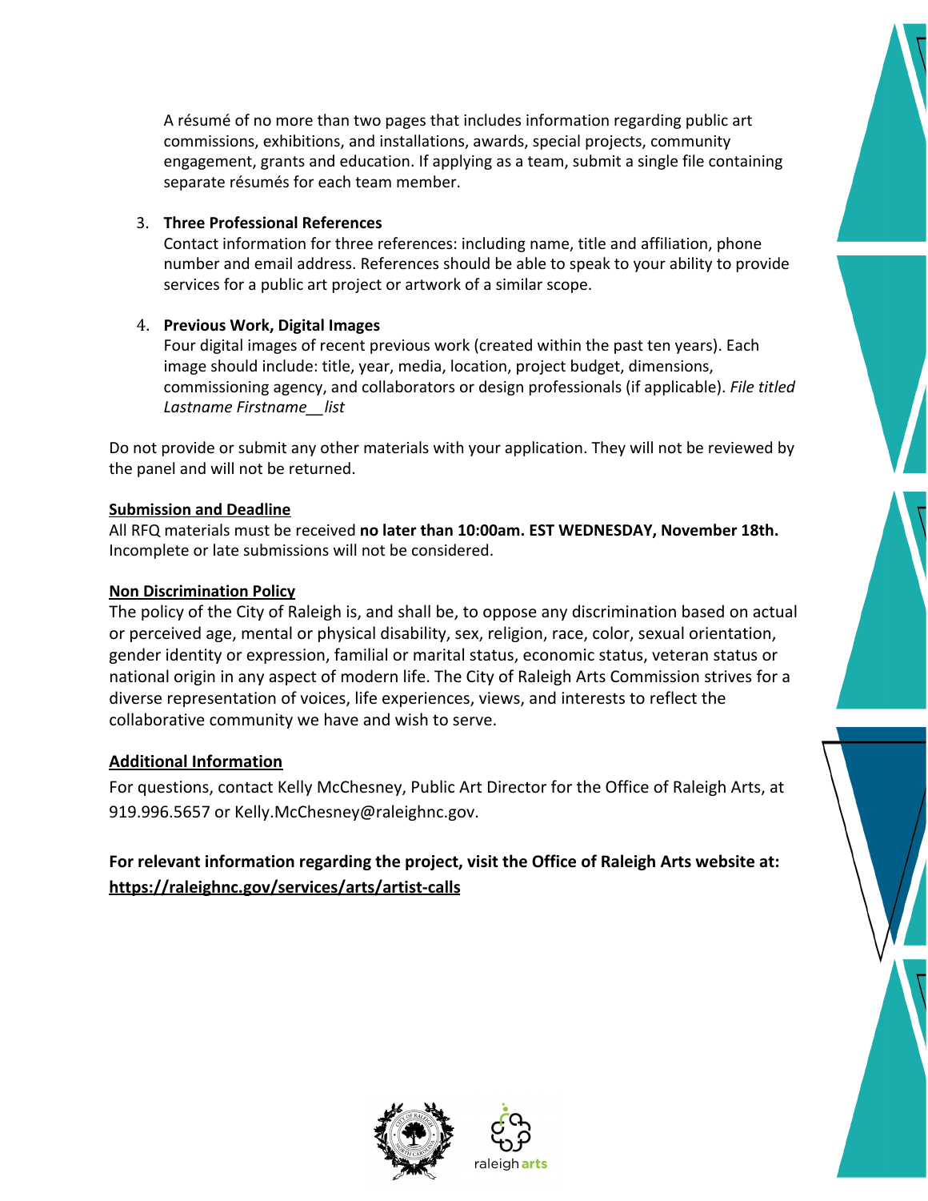A résumé of no more than two pages that includes information regarding public art commissions, exhibitions, and installations, awards, special projects, community engagement, grants and education. If applying as a team, submit a single file containing separate résumés for each team member.

3. **Three Professional References**
   Contact information for three references: including name, title and affiliation, phone number and email address. References should be able to speak to your ability to provide services for a public art project or artwork of a similar scope.

4. **Previous Work, Digital Images**
   Four digital images of recent previous work (created within the past ten years). Each image should include: title, year, media, location, project budget, dimensions, commissioning agency, and collaborators or design professionals (if applicable). *File titled Lastname Firstname__list*

Do not provide or submit any other materials with your application. They will not be reviewed by the panel and will not be returned.

**Submission and Deadline**

All RFQ materials must be received **no later than 10:00am. EST WEDNESDAY, November 18th.** Incomplete or late submissions will not be considered.

**Non Discrimination Policy**

The policy of the City of Raleigh is, and shall be, to oppose any discrimination based on actual or perceived age, mental or physical disability, sex, religion, race, color, sexual orientation, gender identity or expression, familial or marital status, economic status, veteran status or national origin in any aspect of modern life. The City of Raleigh Arts Commission strives for a diverse representation of voices, life experiences, views, and interests to reflect the collaborative community we have and wish to serve.

**Additional Information**

For questions, contact Kelly McChesney, Public Art Director for the Office of Raleigh Arts, at 919.996.5657 or Kelly.McChesney@raleighnc.gov.

**For relevant information regarding the project, visit the Office of Raleigh Arts website at: https://raleighnc.gov/services/arts/artist-calls**

raleigh arts